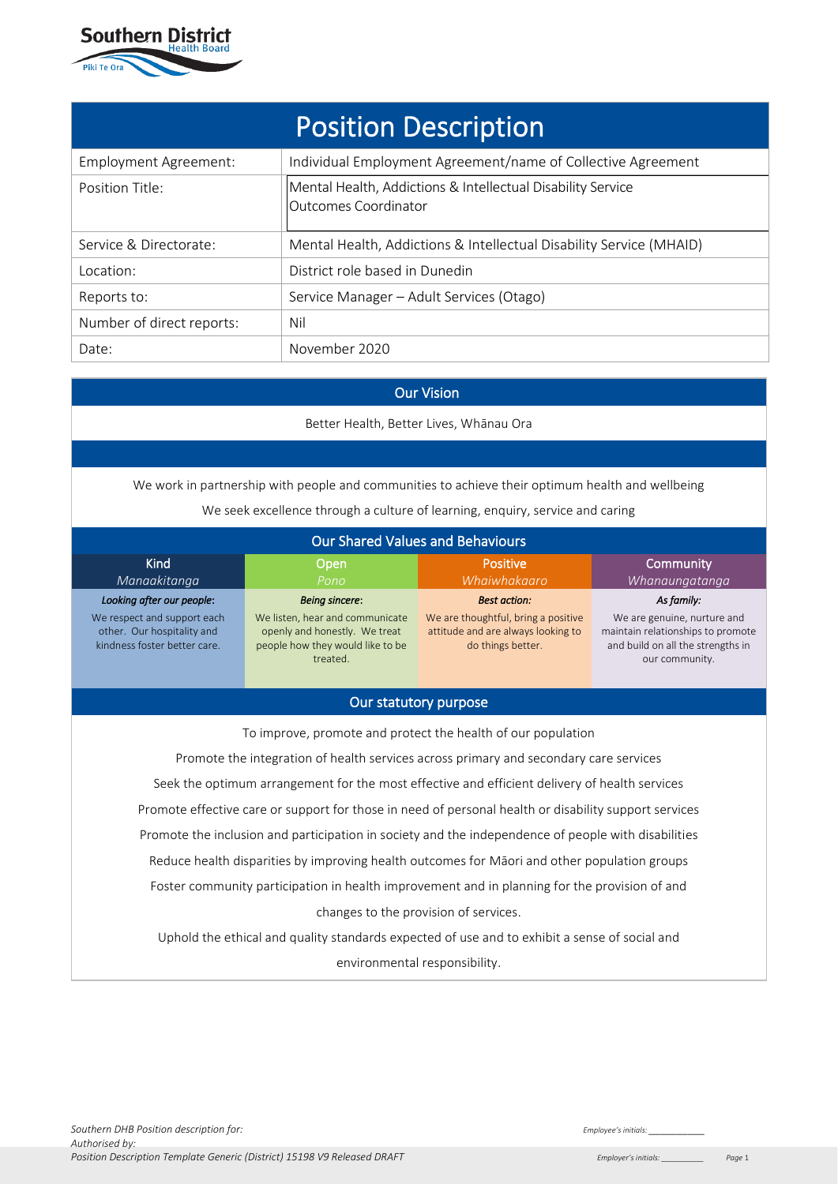Southern District Health Board
Piki Te Ora

# Position Description

| | |
|---|---|
| Employment Agreement: | Individual Employment Agreement/name of Collective Agreement |
| Position Title: | Mental Health, Addictions & Intellectual Disability Service Outcomes Coordinator |
| Service & Directorate: | Mental Health, Addictions & Intellectual Disability Service (MHAID) |
| Location: | District role based in Dunedin |
| Reports to: | Service Manager – Adult Services (Otago) |
| Number of direct reports: | Nil |
| Date: | November 2020 |

## Our Vision

Better Health, Better Lives, Whānau Ora

We work in partnership with people and communities to achieve their optimum health and wellbeing

We seek excellence through a culture of learning, enquiry, service and caring

## Our Shared Values and Behaviours

| Kind<br>*Manaakitanga* | Open<br>*Pono* | Positive<br>*Whaiwhakaaro* | Community<br>*Whanaungatanga* |
|---|---|---|---|
| ***Looking after our people:*** We respect and support each other. Our hospitality and kindness foster better care. | ***Being sincere:*** We listen, hear and communicate openly and honestly. We treat people how they would like to be treated. | ***Best action:*** We are thoughtful, bring a positive attitude and are always looking to do things better. | ***As family:*** We are genuine, nurture and maintain relationships to promote and build on all the strengths in our community. |

## Our statutory purpose

To improve, promote and protect the health of our population

Promote the integration of health services across primary and secondary care services

Seek the optimum arrangement for the most effective and efficient delivery of health services

Promote effective care or support for those in need of personal health or disability support services

Promote the inclusion and participation in society and the independence of people with disabilities

Reduce health disparities by improving health outcomes for Māori and other population groups

Foster community participation in health improvement and in planning for the provision of and changes to the provision of services.

Uphold the ethical and quality standards expected of use and to exhibit a sense of social and environmental responsibility.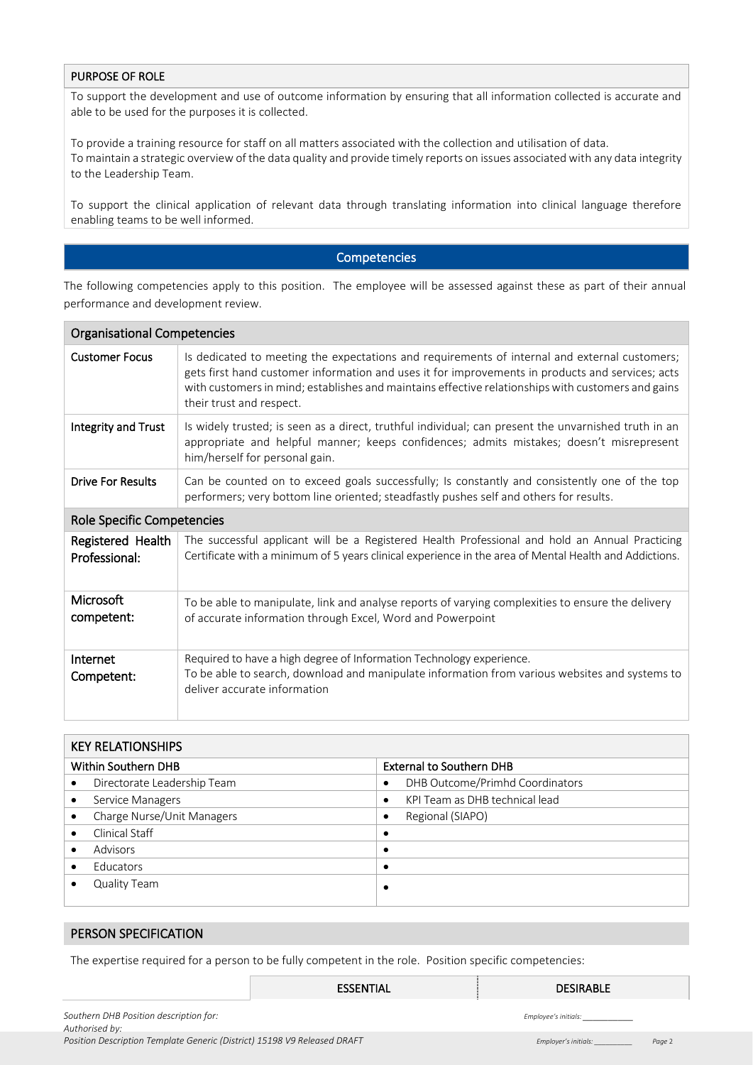## PURPOSE OF ROLE

To support the development and use of outcome information by ensuring that all information collected is accurate and able to be used for the purposes it is collected.

To provide a training resource for staff on all matters associated with the collection and utilisation of data.
To maintain a strategic overview of the data quality and provide timely reports on issues associated with any data integrity to the Leadership Team.

To support the clinical application of relevant data through translating information into clinical language therefore enabling teams to be well informed.

## Competencies

The following competencies apply to this position. The employee will be assessed against these as part of their annual performance and development review.

| Organisational Competencies | |
|---|---|
| **Customer Focus** | Is dedicated to meeting the expectations and requirements of internal and external customers; gets first hand customer information and uses it for improvements in products and services; acts with customers in mind; establishes and maintains effective relationships with customers and gains their trust and respect. |
| **Integrity and Trust** | Is widely trusted; is seen as a direct, truthful individual; can present the unvarnished truth in an appropriate and helpful manner; keeps confidences; admits mistakes; doesn't misrepresent him/herself for personal gain. |
| **Drive For Results** | Can be counted on to exceed goals successfully; Is constantly and consistently one of the top performers; very bottom line oriented; steadfastly pushes self and others for results. |
| **Role Specific Competencies** | |
| **Registered Health Professional:** | The successful applicant will be a Registered Health Professional and hold an Annual Practicing Certificate with a minimum of 5 years clinical experience in the area of Mental Health and Addictions. |
| **Microsoft competent:** | To be able to manipulate, link and analyse reports of varying complexities to ensure the delivery of accurate information through Excel, Word and Powerpoint |
| **Internet Competent:** | Required to have a high degree of Information Technology experience.<br>To be able to search, download and manipulate information from various websites and systems to deliver accurate information |

## KEY RELATIONSHIPS

| Within Southern DHB | External to Southern DHB |
|---|---|
| • Directorate Leadership Team | • DHB Outcome/Primhd Coordinators |
| • Service Managers | • KPI Team as DHB technical lead |
| • Charge Nurse/Unit Managers | • Regional (SIAPO) |
| • Clinical Staff | • |
| • Advisors | • |
| • Educators | • |
| • Quality Team | • |

## PERSON SPECIFICATION

The expertise required for a person to be fully competent in the role. Position specific competencies:

| | ESSENTIAL | DESIRABLE |
|---|---|---|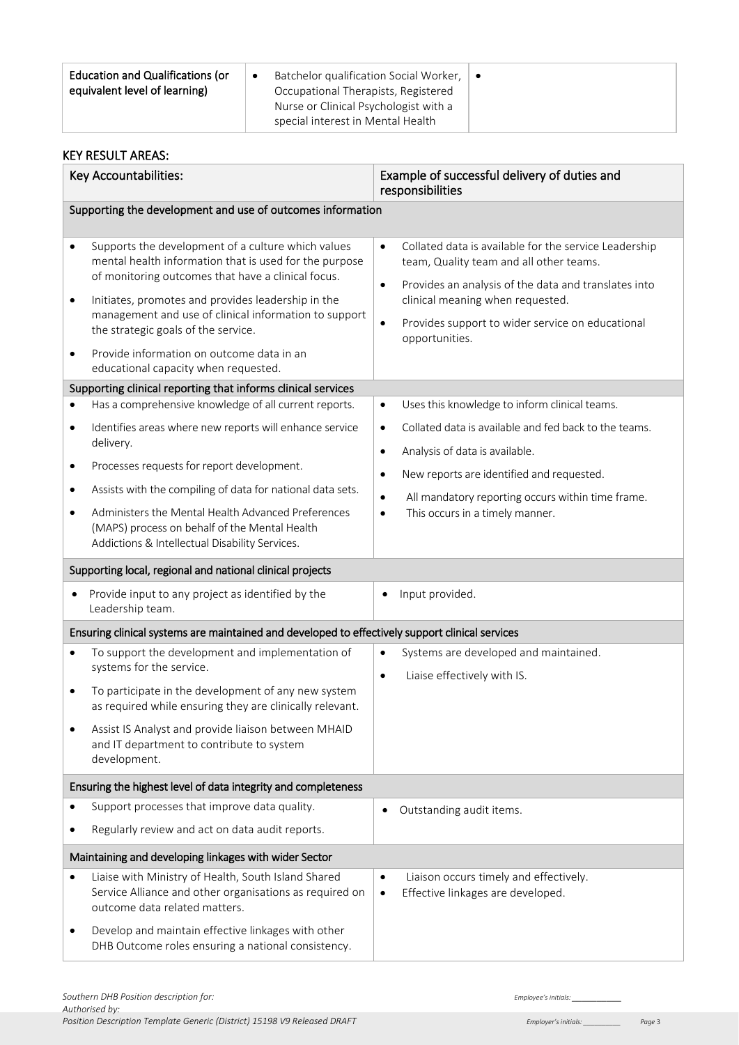| Education and Qualifications (or equivalent level of learning) | • Batchelor qualification Social Worker, Occupational Therapists, Registered Nurse or Clinical Psychologist with a special interest in Mental Health | • |
|---|---|---|

## KEY RESULT AREAS:

| Key Accountabilities: | Example of successful delivery of duties and responsibilities |
|---|---|
| **Supporting the development and use of outcomes information** | |
| • Supports the development of a culture which values mental health information that is used for the purpose of monitoring outcomes that have a clinical focus.<br>• Initiates, promotes and provides leadership in the management and use of clinical information to support the strategic goals of the service.<br>• Provide information on outcome data in an educational capacity when requested. | • Collated data is available for the service Leadership team, Quality team and all other teams.<br>• Provides an analysis of the data and translates into clinical meaning when requested.<br>• Provides support to wider service on educational opportunities. |
| **Supporting clinical reporting that informs clinical services** | |
| • Has a comprehensive knowledge of all current reports.<br>• Identifies areas where new reports will enhance service delivery.<br>• Processes requests for report development.<br>• Assists with the compiling of data for national data sets.<br>• Administers the Mental Health Advanced Preferences (MAPS) process on behalf of the Mental Health Addictions & Intellectual Disability Services. | • Uses this knowledge to inform clinical teams.<br>• Collated data is available and fed back to the teams.<br>• Analysis of data is available.<br>• New reports are identified and requested.<br>• All mandatory reporting occurs within time frame.<br>• This occurs in a timely manner. |
| **Supporting local, regional and national clinical projects** | |
| • Provide input to any project as identified by the Leadership team. | • Input provided. |
| **Ensuring clinical systems are maintained and developed to effectively support clinical services** | |
| • To support the development and implementation of systems for the service.<br>• To participate in the development of any new system as required while ensuring they are clinically relevant.<br>• Assist IS Analyst and provide liaison between MHAID and IT department to contribute to system development. | • Systems are developed and maintained.<br>• Liaise effectively with IS. |
| **Ensuring the highest level of data integrity and completeness** | |
| • Support processes that improve data quality.<br>• Regularly review and act on data audit reports. | • Outstanding audit items. |
| **Maintaining and developing linkages with wider Sector** | |
| • Liaise with Ministry of Health, South Island Shared Service Alliance and other organisations as required on outcome data related matters.<br>• Develop and maintain effective linkages with other DHB Outcome roles ensuring a national consistency. | • Liaison occurs timely and effectively.<br>• Effective linkages are developed. |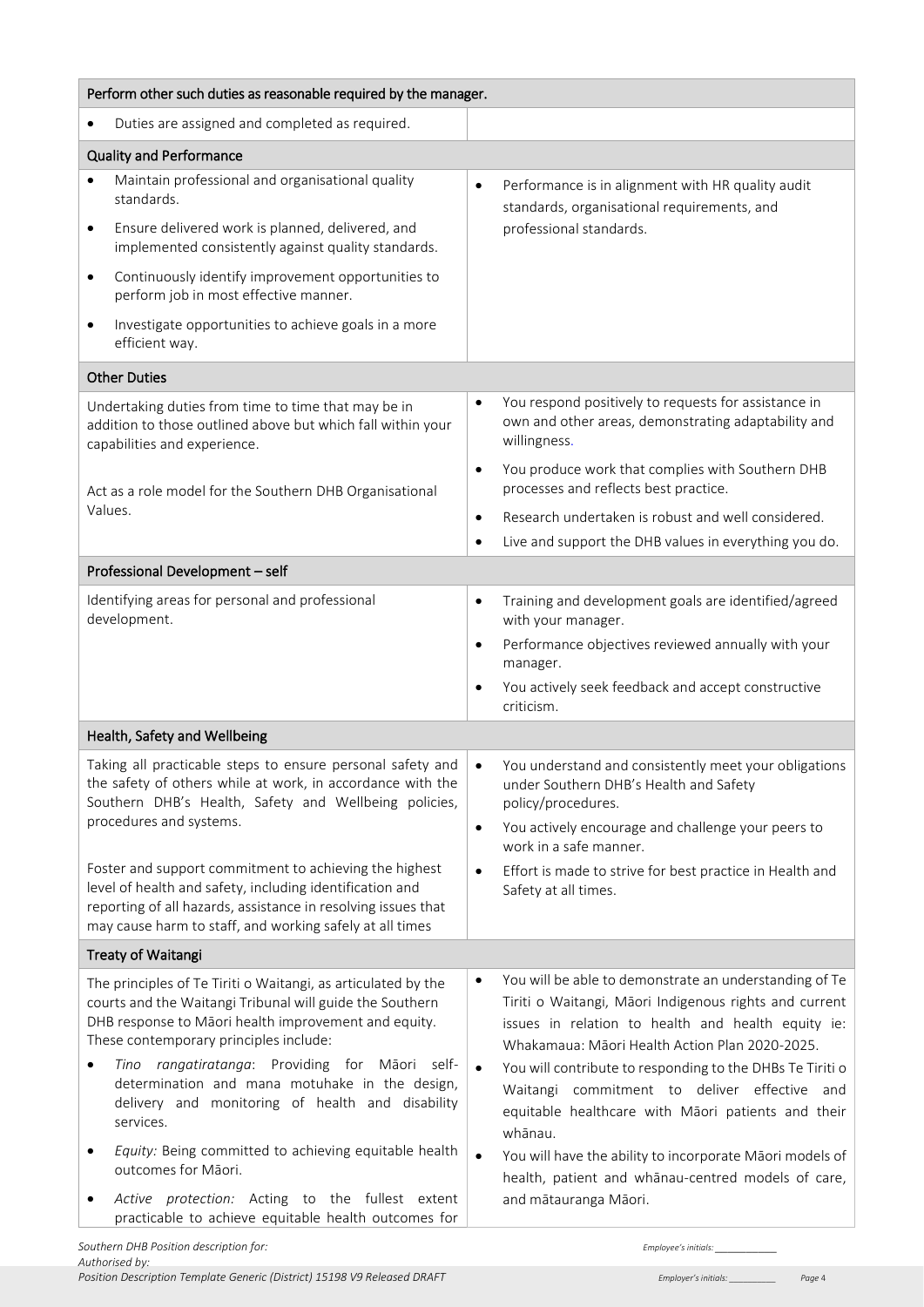| Perform other such duties as reasonable required by the manager. | |
|---|---|
| • Duties are assigned and completed as required. | |
| **Quality and Performance** | |
| • Maintain professional and organisational quality standards.<br>• Ensure delivered work is planned, delivered, and implemented consistently against quality standards.<br>• Continuously identify improvement opportunities to perform job in most effective manner.<br>• Investigate opportunities to achieve goals in a more efficient way. | • Performance is in alignment with HR quality audit standards, organisational requirements, and professional standards. |
| **Other Duties** | |
| Undertaking duties from time to time that may be in addition to those outlined above but which fall within your capabilities and experience.<br><br>Act as a role model for the Southern DHB Organisational Values. | • You respond positively to requests for assistance in own and other areas, demonstrating adaptability and willingness.<br>• You produce work that complies with Southern DHB processes and reflects best practice.<br>• Research undertaken is robust and well considered.<br>• Live and support the DHB values in everything you do. |
| **Professional Development – self** | |
| Identifying areas for personal and professional development. | • Training and development goals are identified/agreed with your manager.<br>• Performance objectives reviewed annually with your manager.<br>• You actively seek feedback and accept constructive criticism. |
| **Health, Safety and Wellbeing** | |
| Taking all practicable steps to ensure personal safety and the safety of others while at work, in accordance with the Southern DHB's Health, Safety and Wellbeing policies, procedures and systems.<br><br>Foster and support commitment to achieving the highest level of health and safety, including identification and reporting of all hazards, assistance in resolving issues that may cause harm to staff, and working safely at all times | • You understand and consistently meet your obligations under Southern DHB's Health and Safety policy/procedures.<br>• You actively encourage and challenge your peers to work in a safe manner.<br>• Effort is made to strive for best practice in Health and Safety at all times. |
| **Treaty of Waitangi** | |
| The principles of Te Tiriti o Waitangi, as articulated by the courts and the Waitangi Tribunal will guide the Southern DHB response to Māori health improvement and equity. These contemporary principles include:<br>• *Tino rangatiratanga*: Providing for Māori self-determination and mana motuhake in the design, delivery and monitoring of health and disability services.<br>• *Equity:* Being committed to achieving equitable health outcomes for Māori.<br>• *Active protection:* Acting to the fullest extent practicable to achieve equitable health outcomes for | • You will be able to demonstrate an understanding of Te Tiriti o Waitangi, Māori Indigenous rights and current issues in relation to health and health equity ie: Whakamaua: Māori Health Action Plan 2020-2025.<br>• You will contribute to responding to the DHBs Te Tiriti o Waitangi commitment to deliver effective and equitable healthcare with Māori patients and their whānau.<br>• You will have the ability to incorporate Māori models of health, patient and whānau-centred models of care, and mātauranga Māori. |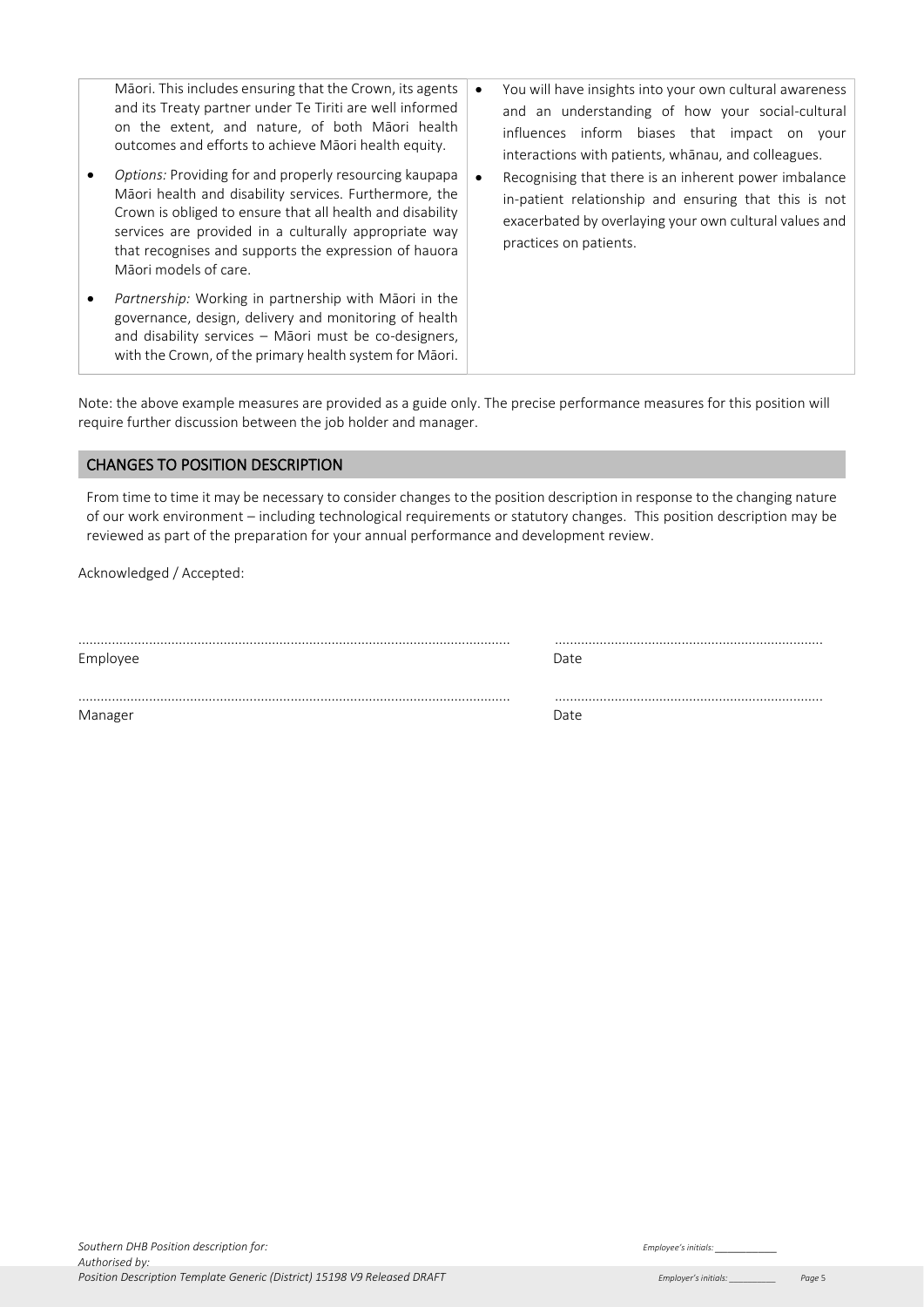| | |
|---|---|
| Māori. This includes ensuring that the Crown, its agents and its Treaty partner under Te Tiriti are well informed on the extent, and nature, of both Māori health outcomes and efforts to achieve Māori health equity.<br>• *Options:* Providing for and properly resourcing kaupapa Māori health and disability services. Furthermore, the Crown is obliged to ensure that all health and disability services are provided in a culturally appropriate way that recognises and supports the expression of hauora Māori models of care.<br>• *Partnership:* Working in partnership with Māori in the governance, design, delivery and monitoring of health and disability services – Māori must be co-designers, with the Crown, of the primary health system for Māori. | • You will have insights into your own cultural awareness and an understanding of how your social-cultural influences inform biases that impact on your interactions with patients, whānau, and colleagues.<br>• Recognising that there is an inherent power imbalance in-patient relationship and ensuring that this is not exacerbated by overlaying your own cultural values and practices on patients. |

Note: the above example measures are provided as a guide only. The precise performance measures for this position will require further discussion between the job holder and manager.

## CHANGES TO POSITION DESCRIPTION

From time to time it may be necessary to consider changes to the position description in response to the changing nature of our work environment – including technological requirements or statutory changes. This position description may be reviewed as part of the preparation for your annual performance and development review.

Acknowledged / Accepted:

| | |
|---|---|
| .................................................................................................... | ....................................................................... |
| Employee | Date |
| .................................................................................................... | ....................................................................... |
| Manager | Date |